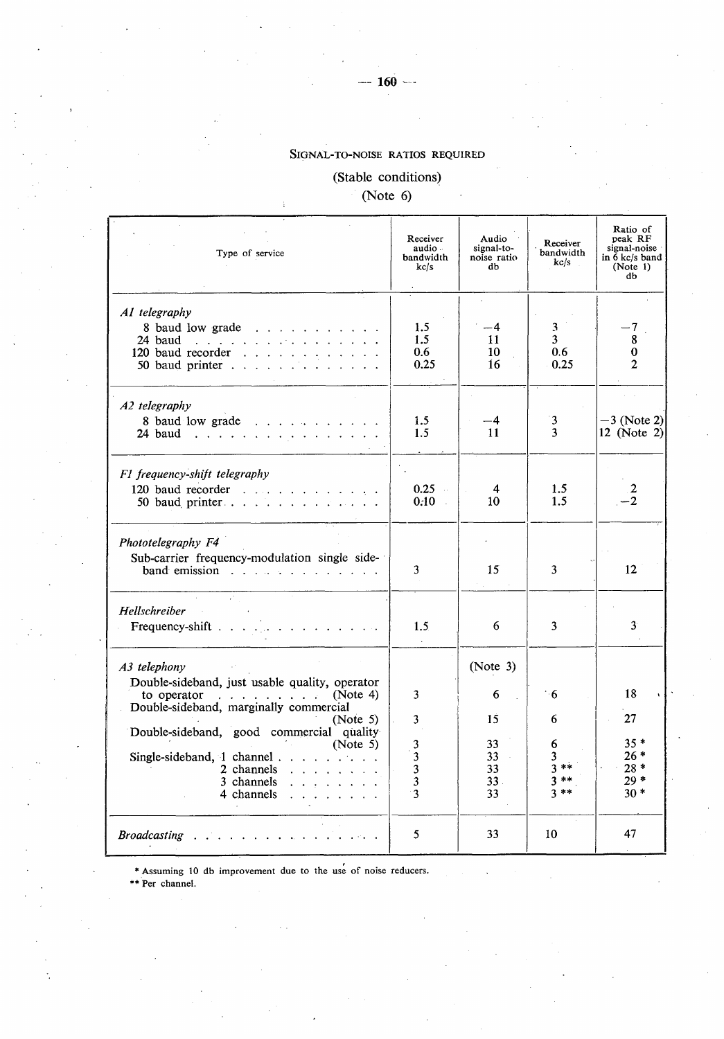## SIGNAL-TO-NOISE RATIOS REQUIRED

(Stable conditions)
(Note 6)

| Type of service | Receiver audio bandwidth kc/s | Audio signal-to-noise ratio db | Receiver bandwidth kc/s | Ratio of peak RF signal-noise in 6 kc/s band (Note 1) db |
|---|---|---|---|---|
| *A1 telegraphy* | | | | |
| 8 baud low grade | 1.5 | −4 | 3 | −7 |
| 24 baud | 1.5 | 11 | 3 | 8 |
| 120 baud recorder | 0.6 | 10 | 0.6 | 0 |
| 50 baud printer | 0.25 | 16 | 0.25 | 2 |
| *A2 telegraphy* | | | | |
| 8 baud low grade | 1.5 | −4 | 3 | −3 (Note 2) |
| 24 baud | 1.5 | 11 | 3 | 12 (Note 2) |
| *F1 frequency-shift telegraphy* | | | | |
| 120 baud recorder | 0.25 | 4 | 1.5 | 2 |
| 50 baud printer | 0.10 | 10 | 1.5 | −2 |
| *Phototelegraphy F4* | | | | |
| Sub-carrier frequency-modulation single side-band emission | 3 | 15 | 3 | 12 |
| *Hellschreiber* | | | | |
| Frequency-shift | 1.5 | 6 | 3 | 3 |
| *A3 telephony* | | (Note 3) | | |
| Double-sideband, just usable quality, operator to operator (Note 4) | 3 | 6 | 6 | 18 |
| Double-sideband, marginally commercial (Note 5) | 3 | 15 | 6 | 27 |
| Double-sideband, good commercial quality (Note 5) | 3 | 33 | 6 | 35 * |
| Single-sideband, 1 channel | 3 | 33 | 3 | 26 * |
| 2 channels | 3 | 33 | 3 ** | 28 * |
| 3 channels | 3 | 33 | 3 ** | 29 * |
| 4 channels | 3 | 33 | 3 ** | 30 * |
| *Broadcasting* | 5 | 33 | 10 | 47 |

* Assuming 10 db improvement due to the use of noise reducers.

** Per channel.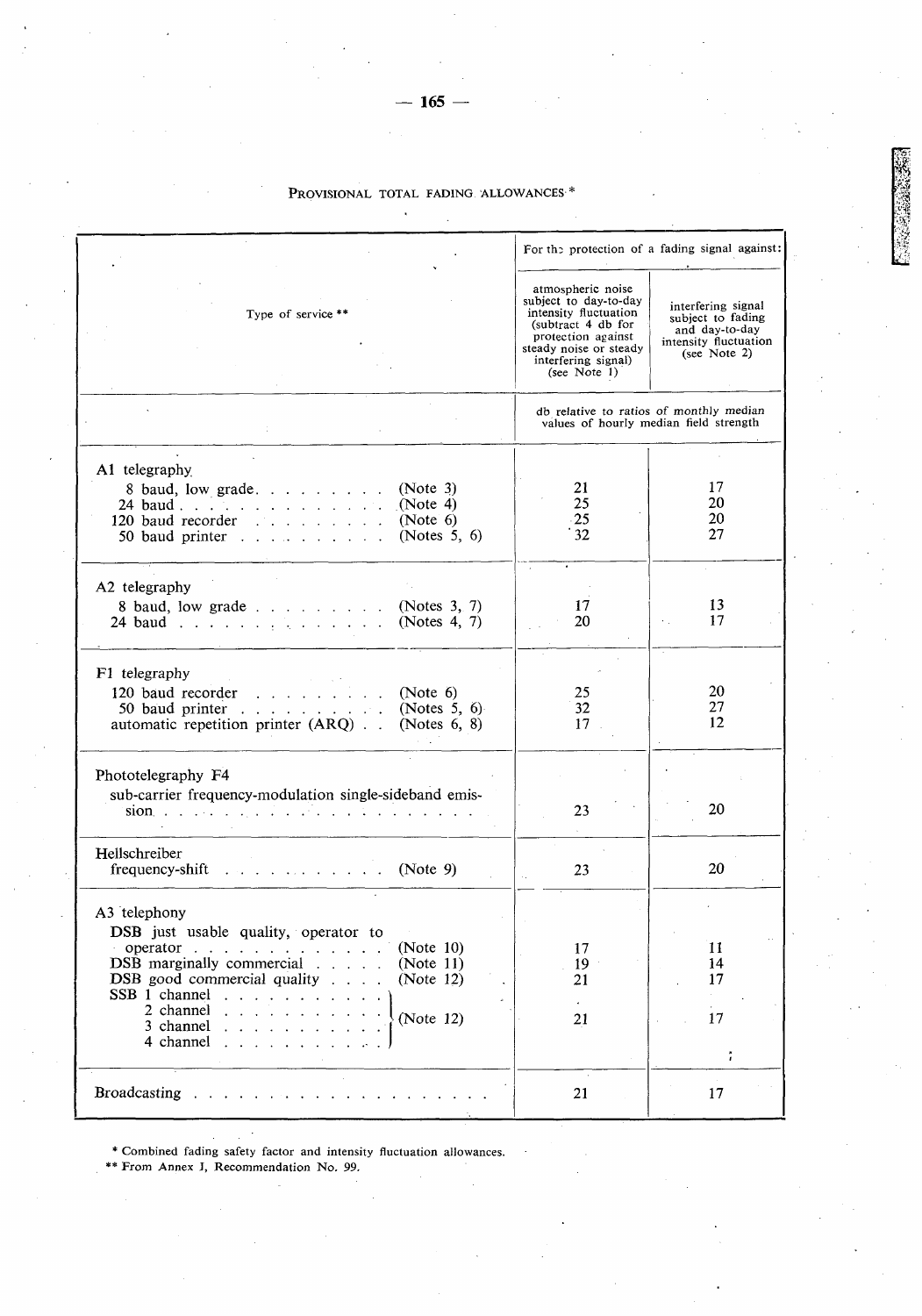PROVISIONAL TOTAL FADING ALLOWANCES *

| Type of service ** | For the protection of a fading signal against: atmospheric noise subject to day-to-day intensity fluctuation (subtract 4 db for protection against steady noise or steady interfering signal) (see Note 1) | For the protection of a fading signal against: interfering signal subject to fading and day-to-day intensity fluctuation (see Note 2) |
|---|---|---|
| | db relative to ratios of monthly median values of hourly median field strength | |
| **A1 telegraphy** | | |
| 8 baud, low grade (Note 3) | 21 | 17 |
| 24 baud (Note 4) | 25 | 20 |
| 120 baud recorder (Note 6) | 25 | 20 |
| 50 baud printer (Notes 5, 6) | 32 | 27 |
| **A2 telegraphy** | | |
| 8 baud, low grade (Notes 3, 7) | 17 | 13 |
| 24 baud (Notes 4, 7) | 20 | 17 |
| **F1 telegraphy** | | |
| 120 baud recorder (Note 6) | 25 | 20 |
| 50 baud printer (Notes 5, 6) | 32 | 27 |
| automatic repetition printer (ARQ) (Notes 6, 8) | 17 | 12 |
| **Phototelegraphy F4** | | |
| sub-carrier frequency-modulation single-sideband emission | 23 | 20 |
| **Hellschreiber** | | |
| frequency-shift (Note 9) | 23 | 20 |
| **A3 telephony** | | |
| DSB just usable quality, operator to operator (Note 10) | 17 | 11 |
| DSB marginally commercial (Note 11) | 19 | 14 |
| DSB good commercial quality (Note 12) | 21 | 17 |
| SSB 1 channel, 2 channel, 3 channel, 4 channel (Note 12) | 21 | 17 |
| **Broadcasting** | 21 | 17 |

\* Combined fading safety factor and intensity fluctuation allowances.

\*\* From Annex I, Recommendation No. 99.